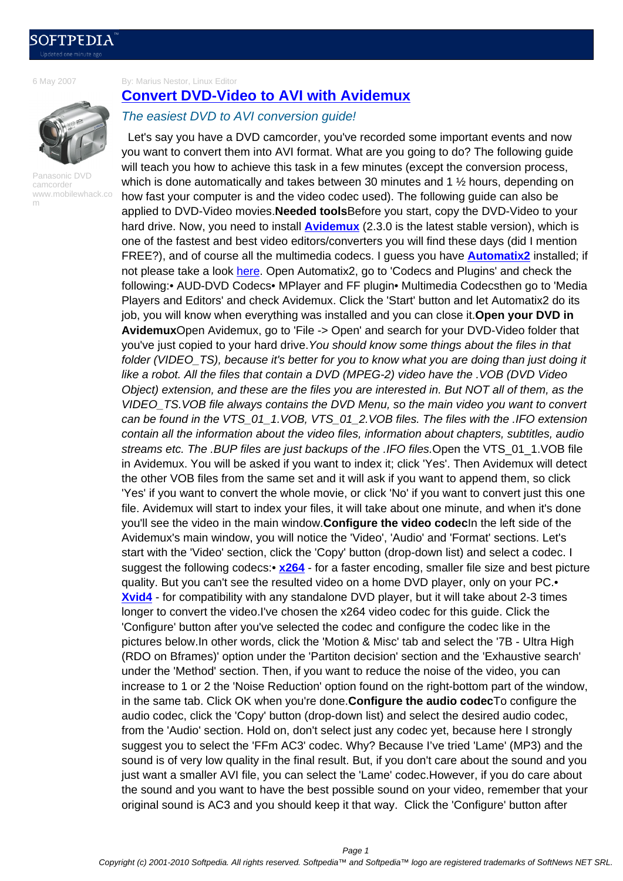6 May 2007

By: Marius Nestor, Linux Editor

# Convert DVD-Video to AVI with Avidemux

*The easiest DVD to AVI conversion guide!*

Panasonic DVD camcorder www.mobilewhack.com

Let's say you have a DVD camcorder, you've recorded some important events and now you want to convert them into AVI format. What are you going to do? The following guide will teach you how to achieve this task in a few minutes (except the conversion process, which is done automatically and takes between 30 minutes and 1 ½ hours, depending on how fast your computer is and the video codec used). The following guide can also be applied to DVD-Video movies.

**Needed tools**

Before you start, copy the DVD-Video to your hard drive. Now, you need to install **Avidemux** (2.3.0 is the latest stable version), which is one of the fastest and best video editors/converters you will find these days (did I mention FREE?), and of course all the multimedia codecs. I guess you have **Automatix2** installed; if not please take a look here. Open Automatix2, go to 'Codecs and Plugins' and check the following:

- AUD-DVD Codecs
- MPlayer and FF plugin
- Multimedia Codecs

then go to 'Media Players and Editors' and check Avidemux. Click the 'Start' button and let Automatix2 do its job, you will know when everything was installed and you can close it.

**Open your DVD in Avidemux**

Open Avidemux, go to 'File -> Open' and search for your DVD-Video folder that you've just copied to your hard drive. *You should know some things about the files in that folder (VIDEO_TS), because it's better for you to know what you are doing than just doing it like a robot. All the files that contain a DVD (MPEG-2) video have the .VOB (DVD Video Object) extension, and these are the files you are interested in. But NOT all of them, as the VIDEO_TS.VOB file always contains the DVD Menu, so the main video you want to convert can be found in the VTS_01_1.VOB, VTS_01_2.VOB files. The files with the .IFO extension contain all the information about the video files, information about chapters, subtitles, audio streams etc. The .BUP files are just backups of the .IFO files.* Open the VTS_01_1.VOB file in Avidemux. You will be asked if you want to index it; click 'Yes'. Then Avidemux will detect the other VOB files from the same set and it will ask if you want to append them, so click 'Yes' if you want to convert the whole movie, or click 'No' if you want to convert just this one file. Avidemux will start to index your files, it will take about one minute, and when it's done you'll see the video in the main window.

**Configure the video codec**

In the left side of the Avidemux's main window, you will notice the 'Video', 'Audio' and 'Format' sections. Let's start with the 'Video' section, click the 'Copy' button (drop-down list) and select a codec. I suggest the following codecs:

- **x264** - for a faster encoding, smaller file size and best picture quality. But you can't see the resulted video on a home DVD player, only on your PC.
- **Xvid4** - for compatibility with any standalone DVD player, but it will take about 2-3 times longer to convert the video.

I've chosen the x264 video codec for this guide. Click the 'Configure' button after you've selected the codec and configure the codec like in the pictures below.In other words, click the 'Motion & Misc' tab and select the '7B - Ultra High (RDO on Bframes)' option under the 'Partiton decision' section and the 'Exhaustive search' under the 'Method' section. Then, if you want to reduce the noise of the video, you can increase to 1 or 2 the 'Noise Reduction' option found on the right-bottom part of the window, in the same tab. Click OK when you're done.

**Configure the audio codec**

To configure the audio codec, click the 'Copy' button (drop-down list) and select the desired audio codec, from the 'Audio' section. Hold on, don't select just any codec yet, because here I strongly suggest you to select the 'FFm AC3' codec. Why? Because I've tried 'Lame' (MP3) and the sound is of very low quality in the final result. But, if you don't care about the sound and you just want a smaller AVI file, you can select the 'Lame' codec.However, if you do care about the sound and you want to have the best possible sound on your video, remember that your original sound is AC3 and you should keep it that way. Click the 'Configure' button after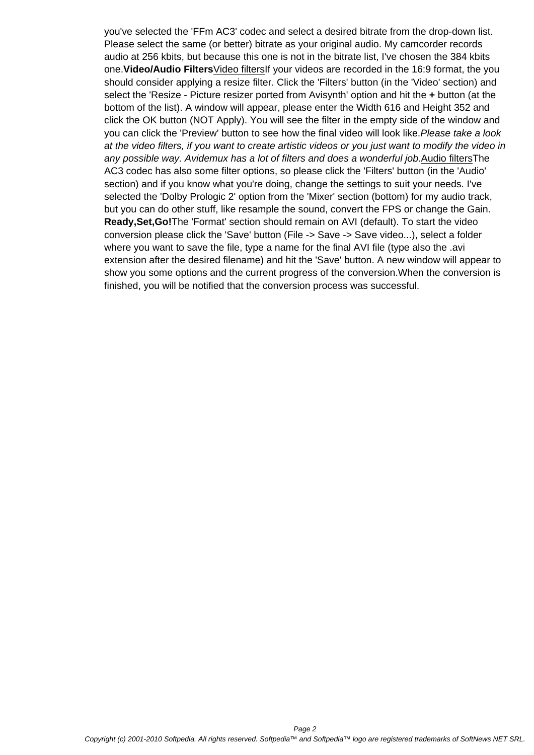you've selected the 'FFm AC3' codec and select a desired bitrate from the drop-down list. Please select the same (or better) bitrate as your original audio. My camcorder records audio at 256 kbits, but because this one is not in the bitrate list, I've chosen the 384 kbits one.

**Video/Audio Filters**

Video filters

If your videos are recorded in the 16:9 format, the you should consider applying a resize filter. Click the 'Filters' button (in the 'Video' section) and select the 'Resize - Picture resizer ported from Avisynth' option and hit the **+** button (at the bottom of the list). A window will appear, please enter the Width 616 and Height 352 and click the OK button (NOT Apply). You will see the filter in the empty side of the window and you can click the 'Preview' button to see how the final video will look like.

*Please take a look at the video filters, if you want to create artistic videos or you just want to modify the video in any possible way. Avidemux has a lot of filters and does a wonderful job.*

Audio filters

The AC3 codec has also some filter options, so please click the 'Filters' button (in the 'Audio' section) and if you know what you're doing, change the settings to suit your needs. I've selected the 'Dolby Prologic 2' option from the 'Mixer' section (bottom) for my audio track, but you can do other stuff, like resample the sound, convert the FPS or change the Gain.

**Ready,Set,Go!**

The 'Format' section should remain on AVI (default). To start the video conversion please click the 'Save' button (File -> Save -> Save video...), select a folder where you want to save the file, type a name for the final AVI file (type also the .avi extension after the desired filename) and hit the 'Save' button. A new window will appear to show you some options and the current progress of the conversion.

When the conversion is finished, you will be notified that the conversion process was successful.